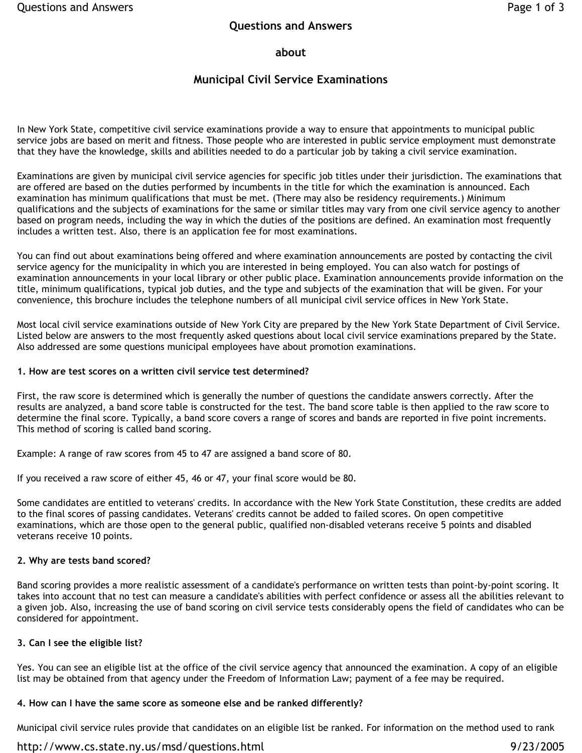# Questions and Answers

# about

# Municipal Civil Service Examinations

In New York State, competitive civil service examinations provide a way to ensure that appointments to municipal public service jobs are based on merit and fitness. Those people who are interested in public service employment must demonstrate that they have the knowledge, skills and abilities needed to do a particular job by taking a civil service examination.

Examinations are given by municipal civil service agencies for specific job titles under their jurisdiction. The examinations that are offered are based on the duties performed by incumbents in the title for which the examination is announced. Each examination has minimum qualifications that must be met. (There may also be residency requirements.) Minimum qualifications and the subjects of examinations for the same or similar titles may vary from one civil service agency to another based on program needs, including the way in which the duties of the positions are defined. An examination most frequently includes a written test. Also, there is an application fee for most examinations.

You can find out about examinations being offered and where examination announcements are posted by contacting the civil service agency for the municipality in which you are interested in being employed. You can also watch for postings of examination announcements in your local library or other public place. Examination announcements provide information on the title, minimum qualifications, typical job duties, and the type and subjects of the examination that will be given. For your convenience, this brochure includes the telephone numbers of all municipal civil service offices in New York State.

Most local civil service examinations outside of New York City are prepared by the New York State Department of Civil Service. Listed below are answers to the most frequently asked questions about local civil service examinations prepared by the State. Also addressed are some questions municipal employees have about promotion examinations.

**1. How are test scores on a written civil service test determined?**

First, the raw score is determined which is generally the number of questions the candidate answers correctly. After the results are analyzed, a band score table is constructed for the test. The band score table is then applied to the raw score to determine the final score. Typically, a band score covers a range of scores and bands are reported in five point increments. This method of scoring is called band scoring.

Example: A range of raw scores from 45 to 47 are assigned a band score of 80.

If you received a raw score of either 45, 46 or 47, your final score would be 80.

Some candidates are entitled to veterans' credits. In accordance with the New York State Constitution, these credits are added to the final scores of passing candidates. Veterans' credits cannot be added to failed scores. On open competitive examinations, which are those open to the general public, qualified non-disabled veterans receive 5 points and disabled veterans receive 10 points.

**2. Why are tests band scored?**

Band scoring provides a more realistic assessment of a candidate's performance on written tests than point-by-point scoring. It takes into account that no test can measure a candidate's abilities with perfect confidence or assess all the abilities relevant to a given job. Also, increasing the use of band scoring on civil service tests considerably opens the field of candidates who can be considered for appointment.

**3. Can I see the eligible list?**

Yes. You can see an eligible list at the office of the civil service agency that announced the examination. A copy of an eligible list may be obtained from that agency under the Freedom of Information Law; payment of a fee may be required.

**4. How can I have the same score as someone else and be ranked differently?**

Municipal civil service rules provide that candidates on an eligible list be ranked. For information on the method used to rank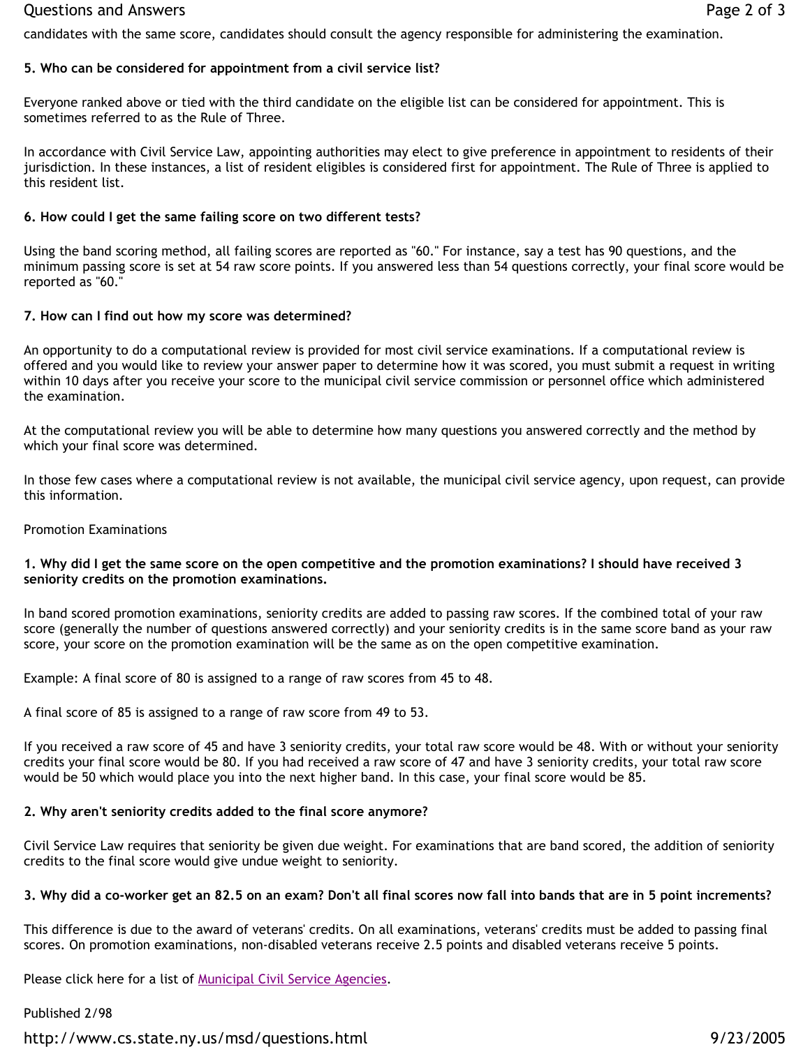candidates with the same score, candidates should consult the agency responsible for administering the examination.

**5. Who can be considered for appointment from a civil service list?**

Everyone ranked above or tied with the third candidate on the eligible list can be considered for appointment. This is sometimes referred to as the Rule of Three.

In accordance with Civil Service Law, appointing authorities may elect to give preference in appointment to residents of their jurisdiction. In these instances, a list of resident eligibles is considered first for appointment. The Rule of Three is applied to this resident list.

**6. How could I get the same failing score on two different tests?**

Using the band scoring method, all failing scores are reported as "60." For instance, say a test has 90 questions, and the minimum passing score is set at 54 raw score points. If you answered less than 54 questions correctly, your final score would be reported as "60."

**7. How can I find out how my score was determined?**

An opportunity to do a computational review is provided for most civil service examinations. If a computational review is offered and you would like to review your answer paper to determine how it was scored, you must submit a request in writing within 10 days after you receive your score to the municipal civil service commission or personnel office which administered the examination.

At the computational review you will be able to determine how many questions you answered correctly and the method by which your final score was determined.

In those few cases where a computational review is not available, the municipal civil service agency, upon request, can provide this information.

Promotion Examinations

**1. Why did I get the same score on the open competitive and the promotion examinations? I should have received 3 seniority credits on the promotion examinations.**

In band scored promotion examinations, seniority credits are added to passing raw scores. If the combined total of your raw score (generally the number of questions answered correctly) and your seniority credits is in the same score band as your raw score, your score on the promotion examination will be the same as on the open competitive examination.

Example: A final score of 80 is assigned to a range of raw scores from 45 to 48.

A final score of 85 is assigned to a range of raw score from 49 to 53.

If you received a raw score of 45 and have 3 seniority credits, your total raw score would be 48. With or without your seniority credits your final score would be 80. If you had received a raw score of 47 and have 3 seniority credits, your total raw score would be 50 which would place you into the next higher band. In this case, your final score would be 85.

**2. Why aren't seniority credits added to the final score anymore?**

Civil Service Law requires that seniority be given due weight. For examinations that are band scored, the addition of seniority credits to the final score would give undue weight to seniority.

**3. Why did a co-worker get an 82.5 on an exam? Don't all final scores now fall into bands that are in 5 point increments?**

This difference is due to the award of veterans' credits. On all examinations, veterans' credits must be added to passing final scores. On promotion examinations, non-disabled veterans receive 2.5 points and disabled veterans receive 5 points.

Please click here for a list of Municipal Civil Service Agencies.

Published 2/98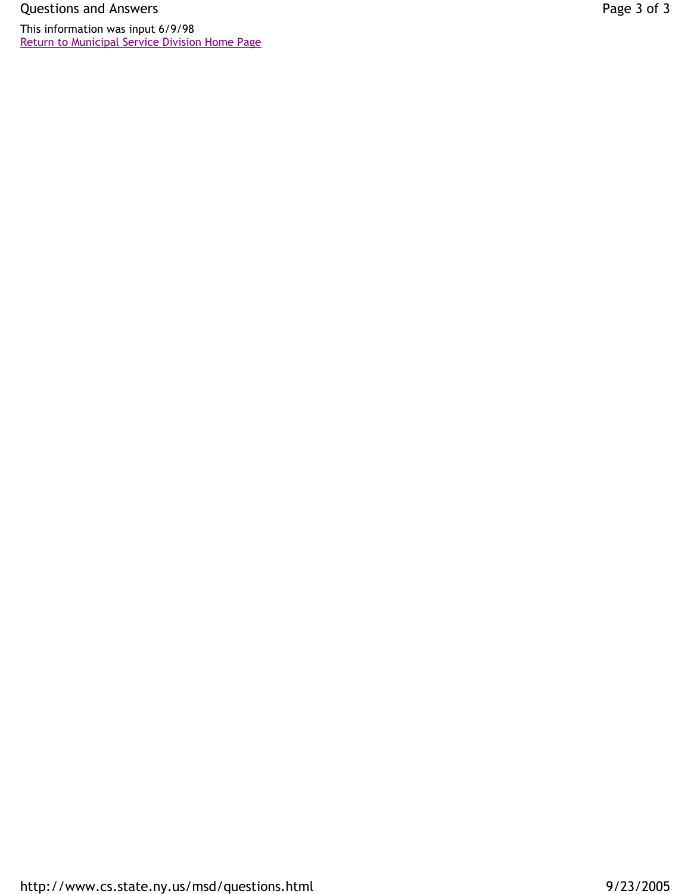This information was input 6/9/98

Return to Municipal Service Division Home Page